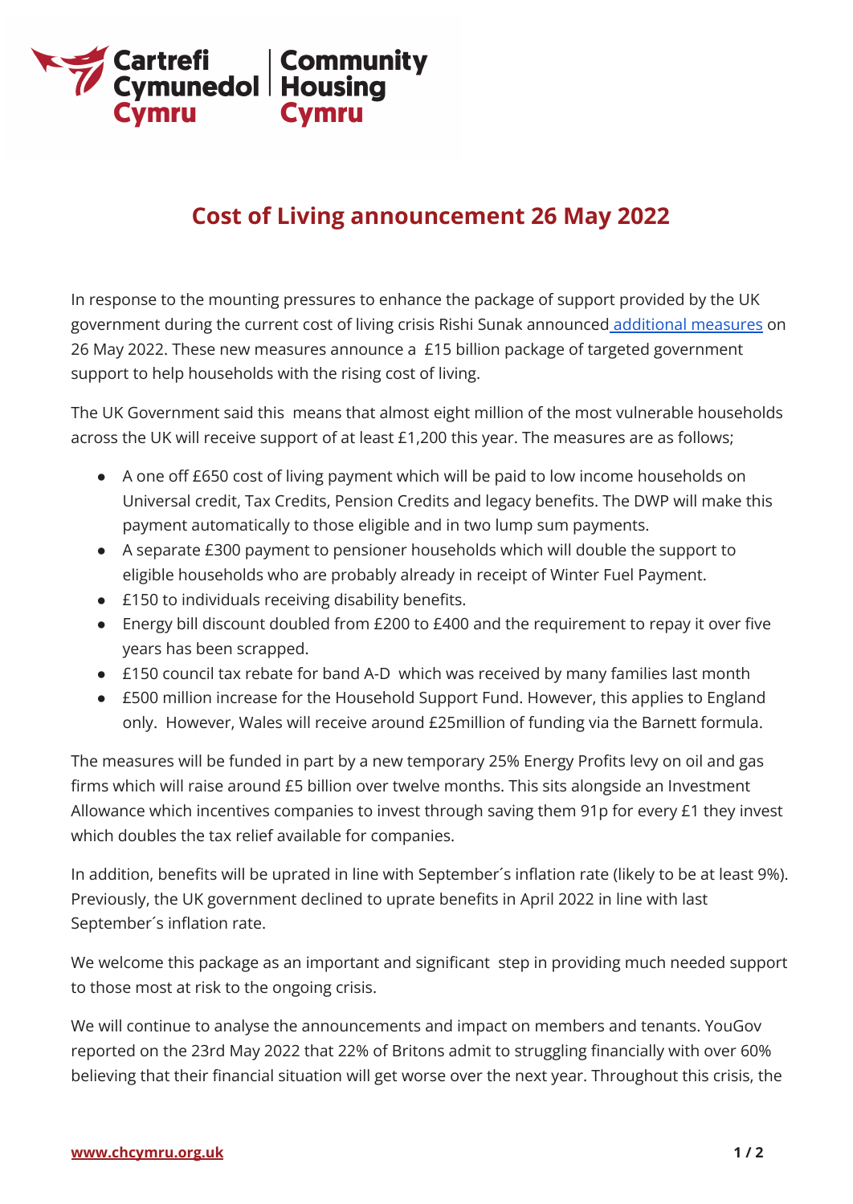Cartrefi Cymunedol Cymru | Community Housing Cymru

# Cost of Living announcement 26 May 2022

In response to the mounting pressures to enhance the package of support provided by the UK government during the current cost of living crisis Rishi Sunak announced additional measures on 26 May 2022. These new measures announce a £15 billion package of targeted government support to help households with the rising cost of living.

The UK Government said this means that almost eight million of the most vulnerable households across the UK will receive support of at least £1,200 this year. The measures are as follows;

- A one off £650 cost of living payment which will be paid to low income households on Universal credit, Tax Credits, Pension Credits and legacy benefits. The DWP will make this payment automatically to those eligible and in two lump sum payments.
- A separate £300 payment to pensioner households which will double the support to eligible households who are probably already in receipt of Winter Fuel Payment.
- £150 to individuals receiving disability benefits.
- Energy bill discount doubled from £200 to £400 and the requirement to repay it over five years has been scrapped.
- £150 council tax rebate for band A-D which was received by many families last month
- £500 million increase for the Household Support Fund. However, this applies to England only. However, Wales will receive around £25million of funding via the Barnett formula.

The measures will be funded in part by a new temporary 25% Energy Profits levy on oil and gas firms which will raise around £5 billion over twelve months. This sits alongside an Investment Allowance which incentives companies to invest through saving them 91p for every £1 they invest which doubles the tax relief available for companies.

In addition, benefits will be uprated in line with September´s inflation rate (likely to be at least 9%). Previously, the UK government declined to uprate benefits in April 2022 in line with last September´s inflation rate.

We welcome this package as an important and significant step in providing much needed support to those most at risk to the ongoing crisis.

We will continue to analyse the announcements and impact on members and tenants. YouGov reported on the 23rd May 2022 that 22% of Britons admit to struggling financially with over 60% believing that their financial situation will get worse over the next year. Throughout this crisis, the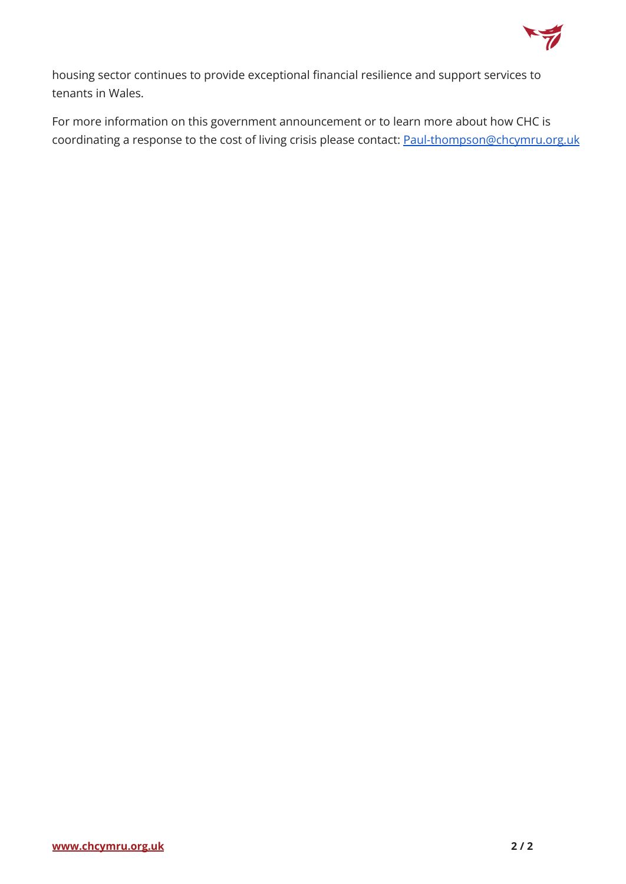housing sector continues to provide exceptional financial resilience and support services to tenants in Wales.

For more information on this government announcement or to learn more about how CHC is coordinating a response to the cost of living crisis please contact: [Paul-thompson@chcymru.org.uk](mailto:Paul-thompson@chcymru.org.uk)